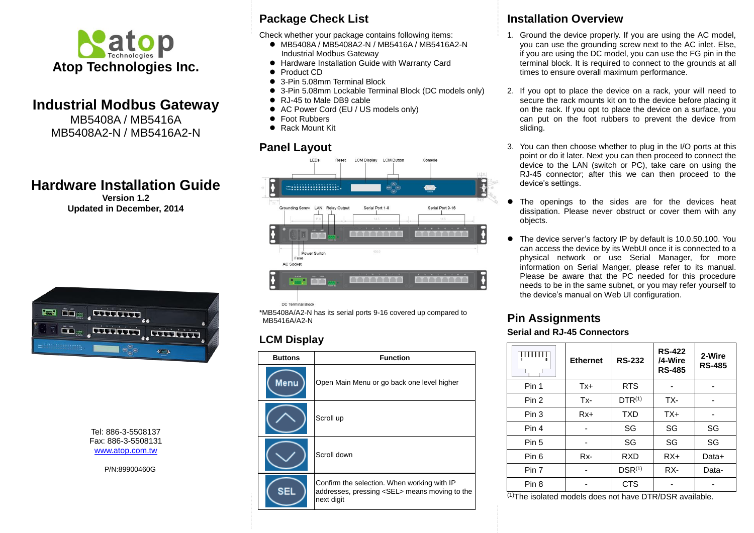Atop Technologies Inc.

# Industrial Modbus Gateway

MB5408A / MB5416A
MB5408A2-N / MB5416A2-N

# Hardware Installation Guide

**Version 1.2**
**Updated in December, 2014**

Tel: 886-3-5508137
Fax: 886-3-5508131
www.atop.com.tw

P/N:89900460G

## Package Check List

Check whether your package contains following items:

- MB5408A / MB5408A2-N / MB5416A / MB5416A2-N Industrial Modbus Gateway
- Hardware Installation Guide with Warranty Card
- Product CD
- 3-Pin 5.08mm Terminal Block
- 3-Pin 5.08mm Lockable Terminal Block (DC models only)
- RJ-45 to Male DB9 cable
- AC Power Cord (EU / US models only)
- Foot Rubbers
- Rack Mount Kit

## Panel Layout

LEDs, Reset, LCM Display, LCM Button, Console

Grounding Screw, LAN, Relay Output, Serial Port 1-8, Serial Port 9-16

Power Switch, Fuse, AC Socket

DC Terminal Block

*MB5408A/A2-N has its serial ports 9-16 covered up compared to MB5416A/A2-N

## LCM Display

| Buttons | Function |
|---|---|
| Menu | Open Main Menu or go back one level higher |
| (Up) | Scroll up |
| (Down) | Scroll down |
| SEL | Confirm the selection. When working with IP addresses, pressing <SEL> means moving to the next digit |

## Installation Overview

1. Ground the device properly. If you are using the AC model, you can use the grounding screw next to the AC inlet. Else, if you are using the DC model, you can use the FG pin in the terminal block. It is required to connect to the grounds at all times to ensure overall maximum performance.

2. If you opt to place the device on a rack, your will need to secure the rack mounts kit on to the device before placing it on the rack. If you opt to place the device on a surface, you can put on the foot rubbers to prevent the device from sliding.

3. You can then choose whether to plug in the I/O ports at this point or do it later. Next you can then proceed to connect the device to the LAN (switch or PC), take care on using the RJ-45 connector; after this we can then proceed to the device's settings.

- The openings to the sides are for the devices heat dissipation. Please never obstruct or cover them with any objects.

- The device server's factory IP by default is 10.0.50.100. You can access the device by its WebUI once it is connected to a physical network or use Serial Manager, for more information on Serial Manger, please refer to its manual. Please be aware that the PC needed for this procedure needs to be in the same subnet, or you may refer yourself to the device's manual on Web UI configuration.

## Pin Assignments

### Serial and RJ-45 Connectors

| | Ethernet | RS-232 | RS-422 /4-Wire RS-485 | 2-Wire RS-485 |
|---|---|---|---|---|
| Pin 1 | Tx+ | RTS | - | - |
| Pin 2 | Tx- | DTR[(1)] | TX- | - |
| Pin 3 | Rx+ | TXD | TX+ | - |
| Pin 4 | - | SG | SG | SG |
| Pin 5 | - | SG | SG | SG |
| Pin 6 | Rx- | RXD | RX+ | Data+ |
| Pin 7 | - | DSR[(1)] | RX- | Data- |
| Pin 8 | - | CTS | - | - |

[(1)]The isolated models does not have DTR/DSR available.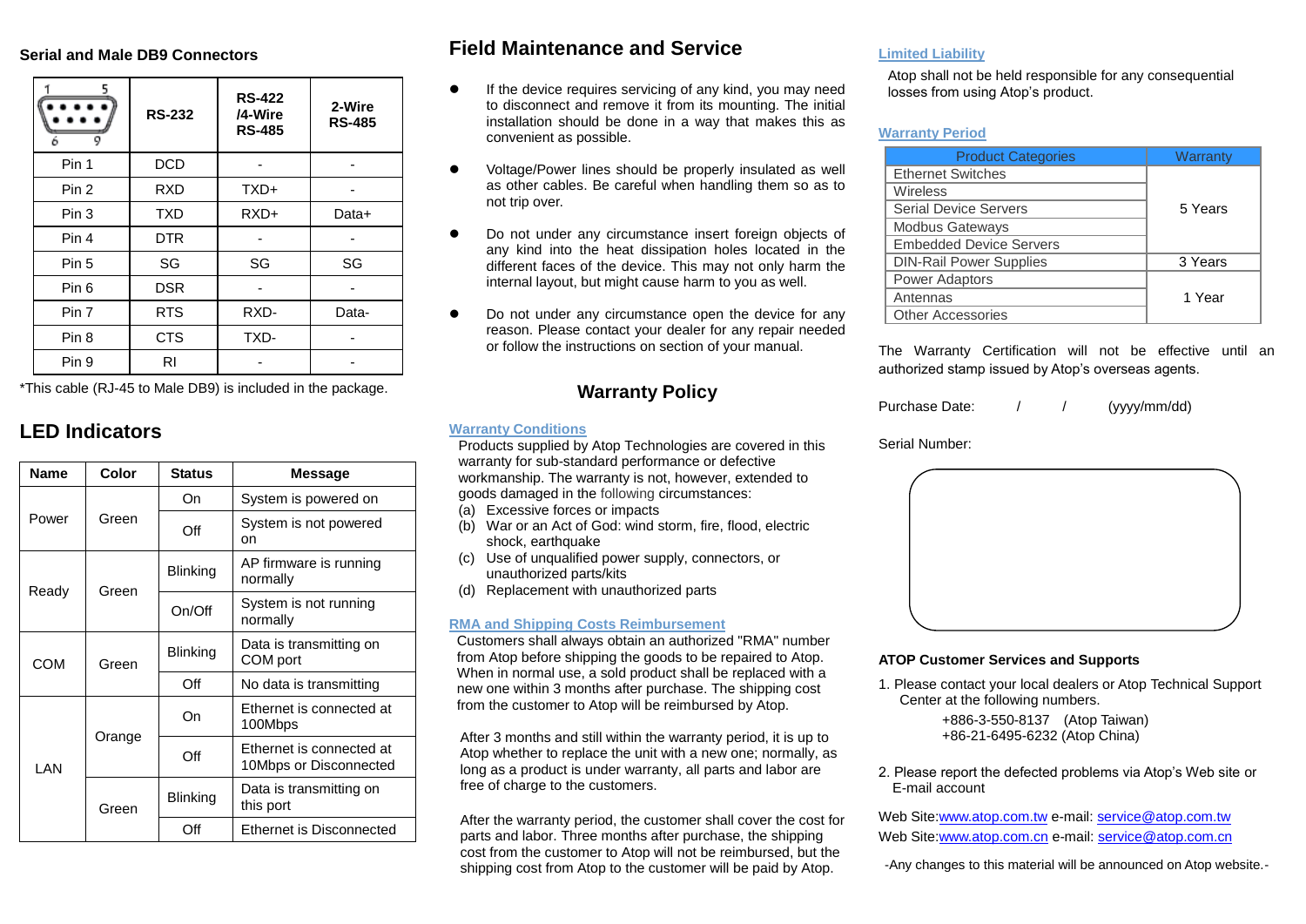## Serial and Male DB9 Connectors

| 1 5 / 6 9 | RS-232 | RS-422 /4-Wire RS-485 | 2-Wire RS-485 |
|---|---|---|---|
| Pin 1 | DCD | - | - |
| Pin 2 | RXD | TXD+ | - |
| Pin 3 | TXD | RXD+ | Data+ |
| Pin 4 | DTR | - | - |
| Pin 5 | SG | SG | SG |
| Pin 6 | DSR | - | - |
| Pin 7 | RTS | RXD- | Data- |
| Pin 8 | CTS | TXD- | - |
| Pin 9 | RI | - | - |

*This cable (RJ-45 to Male DB9) is included in the package.

## LED Indicators

| Name | Color | Status | Message |
|---|---|---|---|
| Power | Green | On | System is powered on |
| | | Off | System is not powered on |
| Ready | Green | Blinking | AP firmware is running normally |
| | | On/Off | System is not running normally |
| COM | Green | Blinking | Data is transmitting on COM port |
| | | Off | No data is transmitting |
| LAN | Orange | On | Ethernet is connected at 100Mbps |
| | | Off | Ethernet is connected at 10Mbps or Disconnected |
| | Green | Blinking | Data is transmitting on this port |
| | | Off | Ethernet is Disconnected |

## Field Maintenance and Service

- If the device requires servicing of any kind, you may need to disconnect and remove it from its mounting. The initial installation should be done in a way that makes this as convenient as possible.
- Voltage/Power lines should be properly insulated as well as other cables. Be careful when handling them so as to not trip over.
- Do not under any circumstance insert foreign objects of any kind into the heat dissipation holes located in the different faces of the device. This may not only harm the internal layout, but might cause harm to you as well.
- Do not under any circumstance open the device for any reason. Please contact your dealer for any repair needed or follow the instructions on section of your manual.

## Warranty Policy

**Warranty Conditions**

Products supplied by Atop Technologies are covered in this warranty for sub-standard performance or defective workmanship. The warranty is not, however, extended to goods damaged in the following circumstances:

(a) Excessive forces or impacts
(b) War or an Act of God: wind storm, fire, flood, electric shock, earthquake
(c) Use of unqualified power supply, connectors, or unauthorized parts/kits
(d) Replacement with unauthorized parts

**RMA and Shipping Costs Reimbursement**

Customers shall always obtain an authorized "RMA" number from Atop before shipping the goods to be repaired to Atop. When in normal use, a sold product shall be replaced with a new one within 3 months after purchase. The shipping cost from the customer to Atop will be reimbursed by Atop.

After 3 months and still within the warranty period, it is up to Atop whether to replace the unit with a new one; normally, as long as a product is under warranty, all parts and labor are free of charge to the customers.

After the warranty period, the customer shall cover the cost for parts and labor. Three months after purchase, the shipping cost from the customer to Atop will not be reimbursed, but the shipping cost from Atop to the customer will be paid by Atop.

**Limited Liability**

Atop shall not be held responsible for any consequential losses from using Atop's product.

**Warranty Period**

| Product Categories | Warranty |
|---|---|
| Ethernet Switches | 5 Years |
| Wireless | |
| Serial Device Servers | |
| Modbus Gateways | |
| Embedded Device Servers | |
| DIN-Rail Power Supplies | 3 Years |
| Power Adaptors | 1 Year |
| Antennas | |
| Other Accessories | |

The Warranty Certification will not be effective until an authorized stamp issued by Atop's overseas agents.

Purchase Date: / / (yyyy/mm/dd)

Serial Number:

**ATOP Customer Services and Supports**

1. Please contact your local dealers or Atop Technical Support Center at the following numbers.
   +886-3-550-8137 (Atop Taiwan)
   +86-21-6495-6232 (Atop China)

2. Please report the defected problems via Atop's Web site or E-mail account

Web Site:www.atop.com.tw e-mail: service@atop.com.tw
Web Site:www.atop.com.cn e-mail: service@atop.com.cn

-Any changes to this material will be announced on Atop website.-